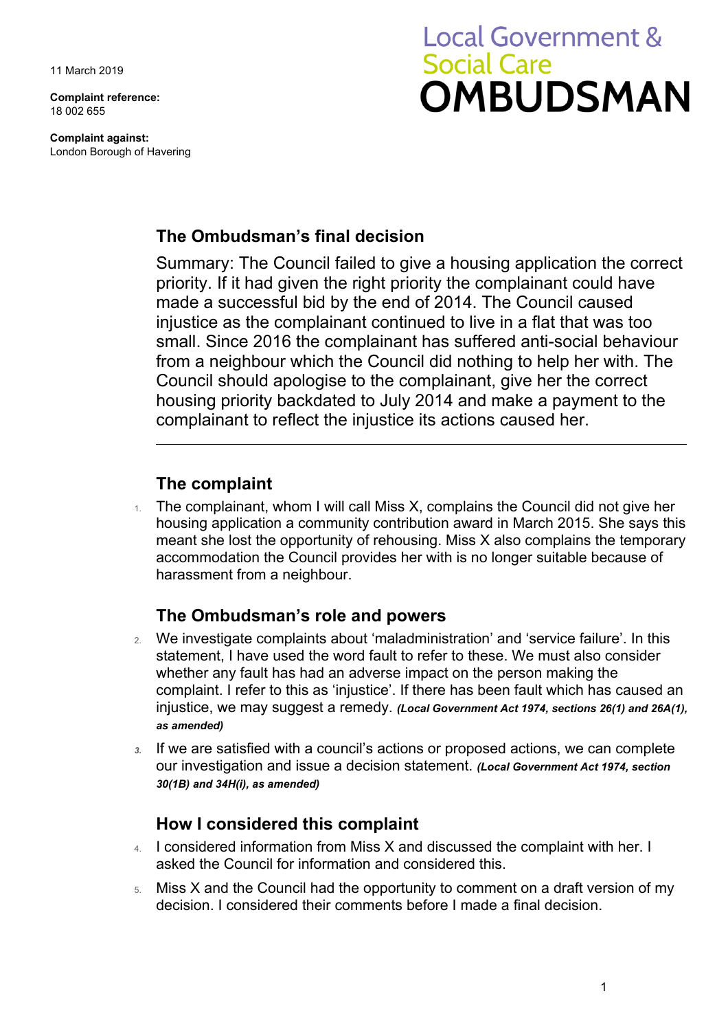11 March 2019

**Complaint reference:**
18 002 655

**Complaint against:**
London Borough of Havering

Local Government & Social Care **OMBUDSMAN**

## The Ombudsman's final decision

Summary: The Council failed to give a housing application the correct priority. If it had given the right priority the complainant could have made a successful bid by the end of 2014. The Council caused injustice as the complainant continued to live in a flat that was too small. Since 2016 the complainant has suffered anti-social behaviour from a neighbour which the Council did nothing to help her with. The Council should apologise to the complainant, give her the correct housing priority backdated to July 2014 and make a payment to the complainant to reflect the injustice its actions caused her.

---

## The complaint

1. The complainant, whom I will call Miss X, complains the Council did not give her housing application a community contribution award in March 2015. She says this meant she lost the opportunity of rehousing. Miss X also complains the temporary accommodation the Council provides her with is no longer suitable because of harassment from a neighbour.

## The Ombudsman's role and powers

2. We investigate complaints about 'maladministration' and 'service failure'. In this statement, I have used the word fault to refer to these. We must also consider whether any fault has had an adverse impact on the person making the complaint. I refer to this as 'injustice'. If there has been fault which has caused an injustice, we may suggest a remedy. ***(Local Government Act 1974, sections 26(1) and 26A(1), as amended)***

3. If we are satisfied with a council's actions or proposed actions, we can complete our investigation and issue a decision statement. ***(Local Government Act 1974, section 30(1B) and 34H(i), as amended)***

## How I considered this complaint

4. I considered information from Miss X and discussed the complaint with her. I asked the Council for information and considered this.

5. Miss X and the Council had the opportunity to comment on a draft version of my decision. I considered their comments before I made a final decision.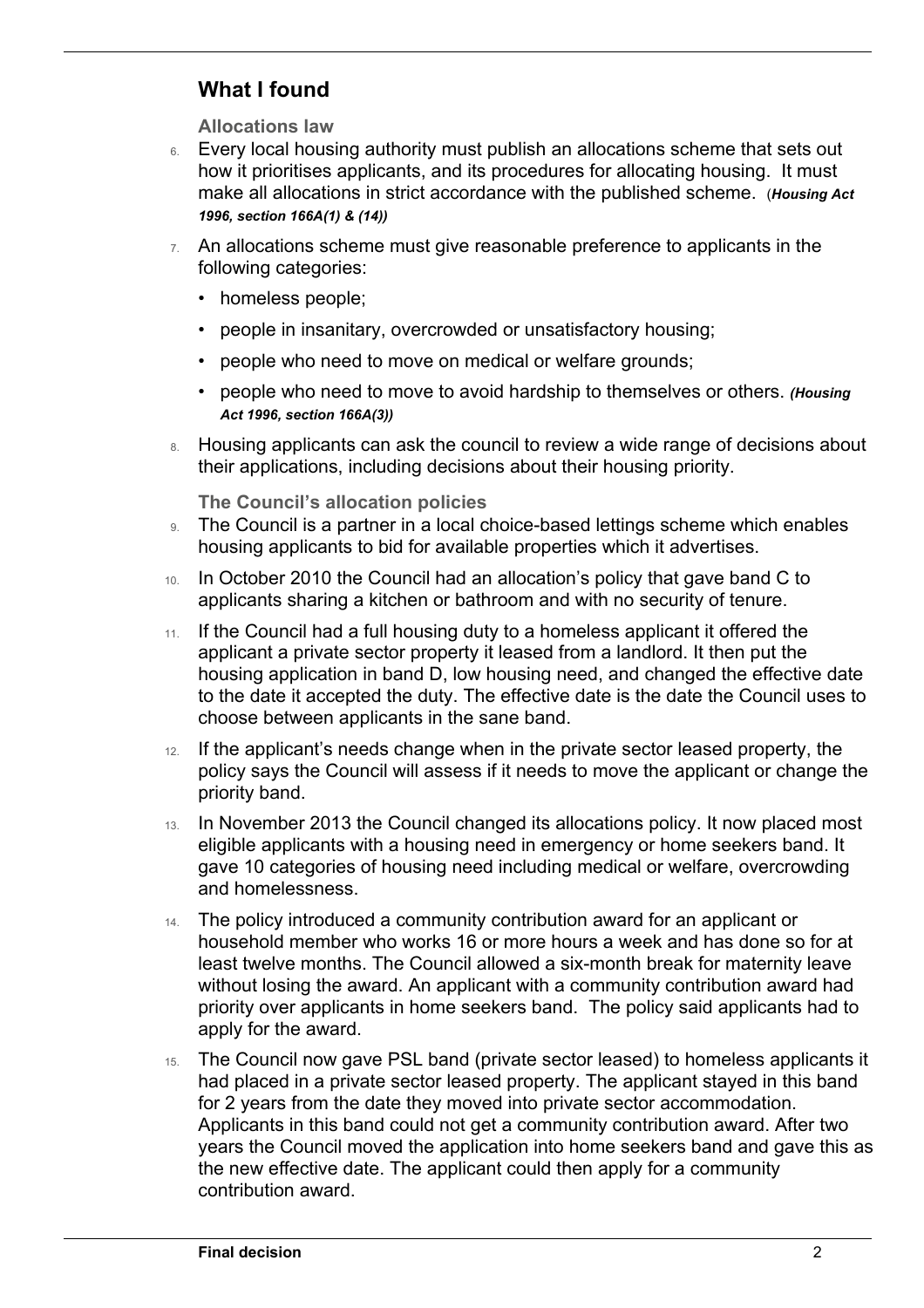## What I found

### Allocations law

6. Every local housing authority must publish an allocations scheme that sets out how it prioritises applicants, and its procedures for allocating housing. It must make all allocations in strict accordance with the published scheme. (***Housing Act 1996, section 166A(1) & (14)***)

7. An allocations scheme must give reasonable preference to applicants in the following categories:
   - homeless people;
   - people in insanitary, overcrowded or unsatisfactory housing;
   - people who need to move on medical or welfare grounds;
   - people who need to move to avoid hardship to themselves or others. ***(Housing Act 1996, section 166A(3))***

8. Housing applicants can ask the council to review a wide range of decisions about their applications, including decisions about their housing priority.

### The Council's allocation policies

9. The Council is a partner in a local choice-based lettings scheme which enables housing applicants to bid for available properties which it advertises.

10. In October 2010 the Council had an allocation's policy that gave band C to applicants sharing a kitchen or bathroom and with no security of tenure.

11. If the Council had a full housing duty to a homeless applicant it offered the applicant a private sector property it leased from a landlord. It then put the housing application in band D, low housing need, and changed the effective date to the date it accepted the duty. The effective date is the date the Council uses to choose between applicants in the sane band.

12. If the applicant's needs change when in the private sector leased property, the policy says the Council will assess if it needs to move the applicant or change the priority band.

13. In November 2013 the Council changed its allocations policy. It now placed most eligible applicants with a housing need in emergency or home seekers band. It gave 10 categories of housing need including medical or welfare, overcrowding and homelessness.

14. The policy introduced a community contribution award for an applicant or household member who works 16 or more hours a week and has done so for at least twelve months. The Council allowed a six-month break for maternity leave without losing the award. An applicant with a community contribution award had priority over applicants in home seekers band. The policy said applicants had to apply for the award.

15. The Council now gave PSL band (private sector leased) to homeless applicants it had placed in a private sector leased property. The applicant stayed in this band for 2 years from the date they moved into private sector accommodation. Applicants in this band could not get a community contribution award. After two years the Council moved the application into home seekers band and gave this as the new effective date. The applicant could then apply for a community contribution award.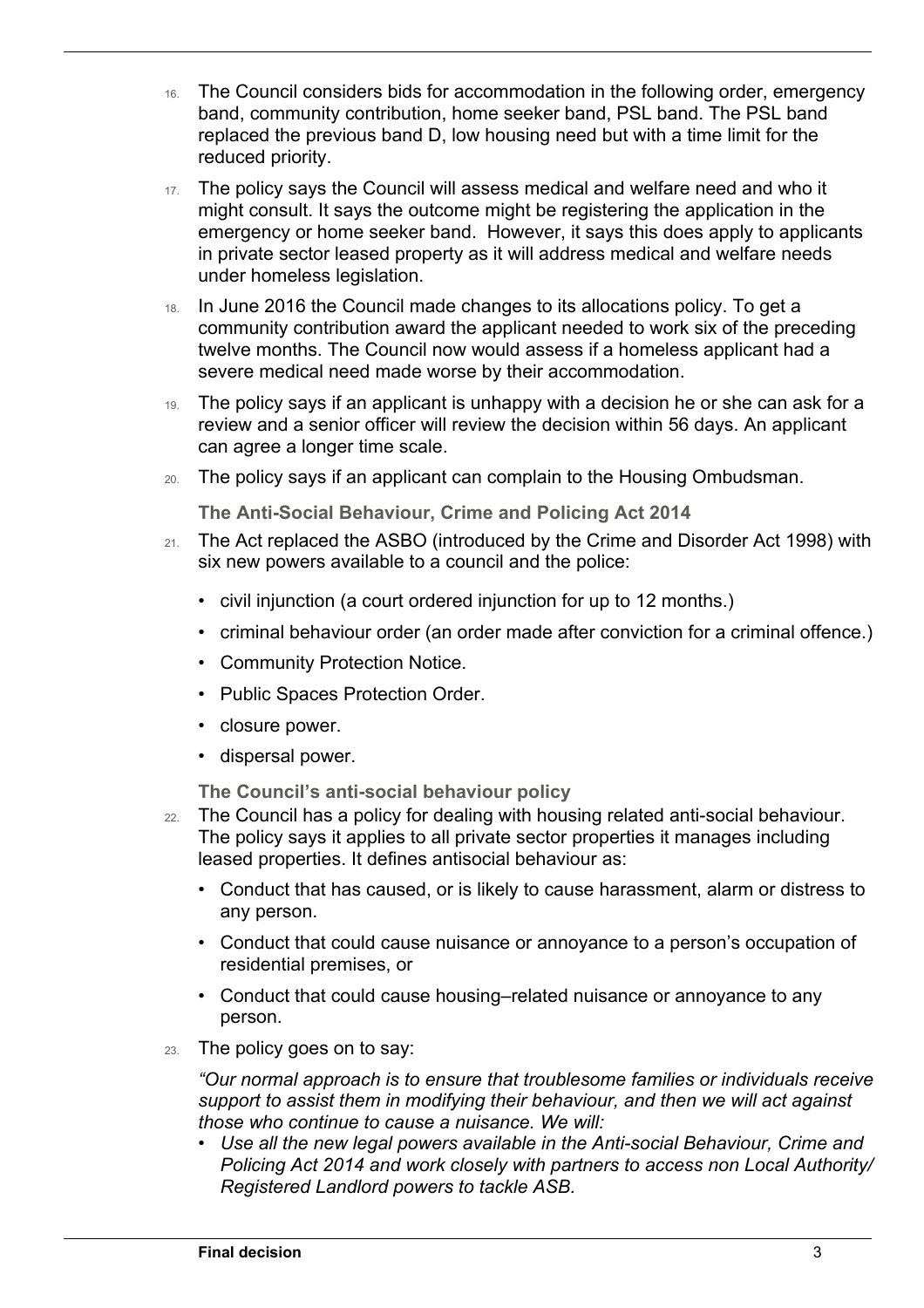16. The Council considers bids for accommodation in the following order, emergency band, community contribution, home seeker band, PSL band. The PSL band replaced the previous band D, low housing need but with a time limit for the reduced priority.

17. The policy says the Council will assess medical and welfare need and who it might consult. It says the outcome might be registering the application in the emergency or home seeker band. However, it says this does apply to applicants in private sector leased property as it will address medical and welfare needs under homeless legislation.

18. In June 2016 the Council made changes to its allocations policy. To get a community contribution award the applicant needed to work six of the preceding twelve months. The Council now would assess if a homeless applicant had a severe medical need made worse by their accommodation.

19. The policy says if an applicant is unhappy with a decision he or she can ask for a review and a senior officer will review the decision within 56 days. An applicant can agree a longer time scale.

20. The policy says if an applicant can complain to the Housing Ombudsman.

### The Anti-Social Behaviour, Crime and Policing Act 2014

21. The Act replaced the ASBO (introduced by the Crime and Disorder Act 1998) with six new powers available to a council and the police:
    - civil injunction (a court ordered injunction for up to 12 months.)
    - criminal behaviour order (an order made after conviction for a criminal offence.)
    - Community Protection Notice.
    - Public Spaces Protection Order.
    - closure power.
    - dispersal power.

### The Council's anti-social behaviour policy

22. The Council has a policy for dealing with housing related anti-social behaviour. The policy says it applies to all private sector properties it manages including leased properties. It defines antisocial behaviour as:
    - Conduct that has caused, or is likely to cause harassment, alarm or distress to any person.
    - Conduct that could cause nuisance or annoyance to a person's occupation of residential premises, or
    - Conduct that could cause housing–related nuisance or annoyance to any person.

23. The policy goes on to say:

    *"Our normal approach is to ensure that troublesome families or individuals receive support to assist them in modifying their behaviour, and then we will act against those who continue to cause a nuisance. We will:*

    - *Use all the new legal powers available in the Anti-social Behaviour, Crime and Policing Act 2014 and work closely with partners to access non Local Authority/ Registered Landlord powers to tackle ASB.*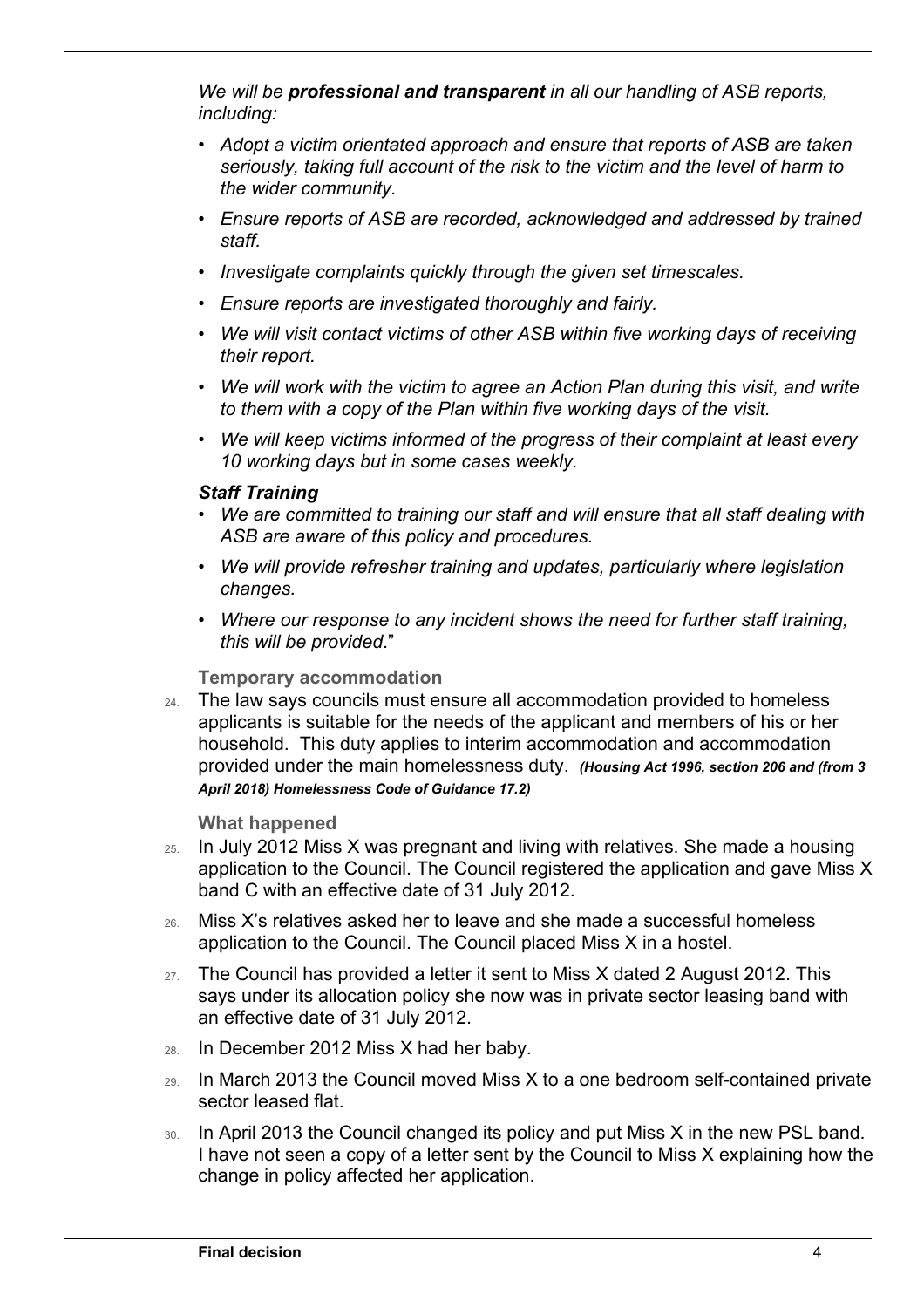*We will be **professional and transparent** in all our handling of ASB reports, including:*

- *Adopt a victim orientated approach and ensure that reports of ASB are taken seriously, taking full account of the risk to the victim and the level of harm to the wider community.*
- *Ensure reports of ASB are recorded, acknowledged and addressed by trained staff.*
- *Investigate complaints quickly through the given set timescales.*
- *Ensure reports are investigated thoroughly and fairly.*
- *We will visit contact victims of other ASB within five working days of receiving their report.*
- *We will work with the victim to agree an Action Plan during this visit, and write to them with a copy of the Plan within five working days of the visit.*
- *We will keep victims informed of the progress of their complaint at least every 10 working days but in some cases weekly.*

***Staff Training***

- *We are committed to training our staff and will ensure that all staff dealing with ASB are aware of this policy and procedures.*
- *We will provide refresher training and updates, particularly where legislation changes.*
- *Where our response to any incident shows the need for further staff training, this will be provided*."

### Temporary accommodation

24. The law says councils must ensure all accommodation provided to homeless applicants is suitable for the needs of the applicant and members of his or her household. This duty applies to interim accommodation and accommodation provided under the main homelessness duty. ***(Housing Act 1996, section 206 and (from 3 April 2018) Homelessness Code of Guidance 17.2)***

### What happened

25. In July 2012 Miss X was pregnant and living with relatives. She made a housing application to the Council. The Council registered the application and gave Miss X band C with an effective date of 31 July 2012.
26. Miss X's relatives asked her to leave and she made a successful homeless application to the Council. The Council placed Miss X in a hostel.
27. The Council has provided a letter it sent to Miss X dated 2 August 2012. This says under its allocation policy she now was in private sector leasing band with an effective date of 31 July 2012.
28. In December 2012 Miss X had her baby.
29. In March 2013 the Council moved Miss X to a one bedroom self-contained private sector leased flat.
30. In April 2013 the Council changed its policy and put Miss X in the new PSL band. I have not seen a copy of a letter sent by the Council to Miss X explaining how the change in policy affected her application.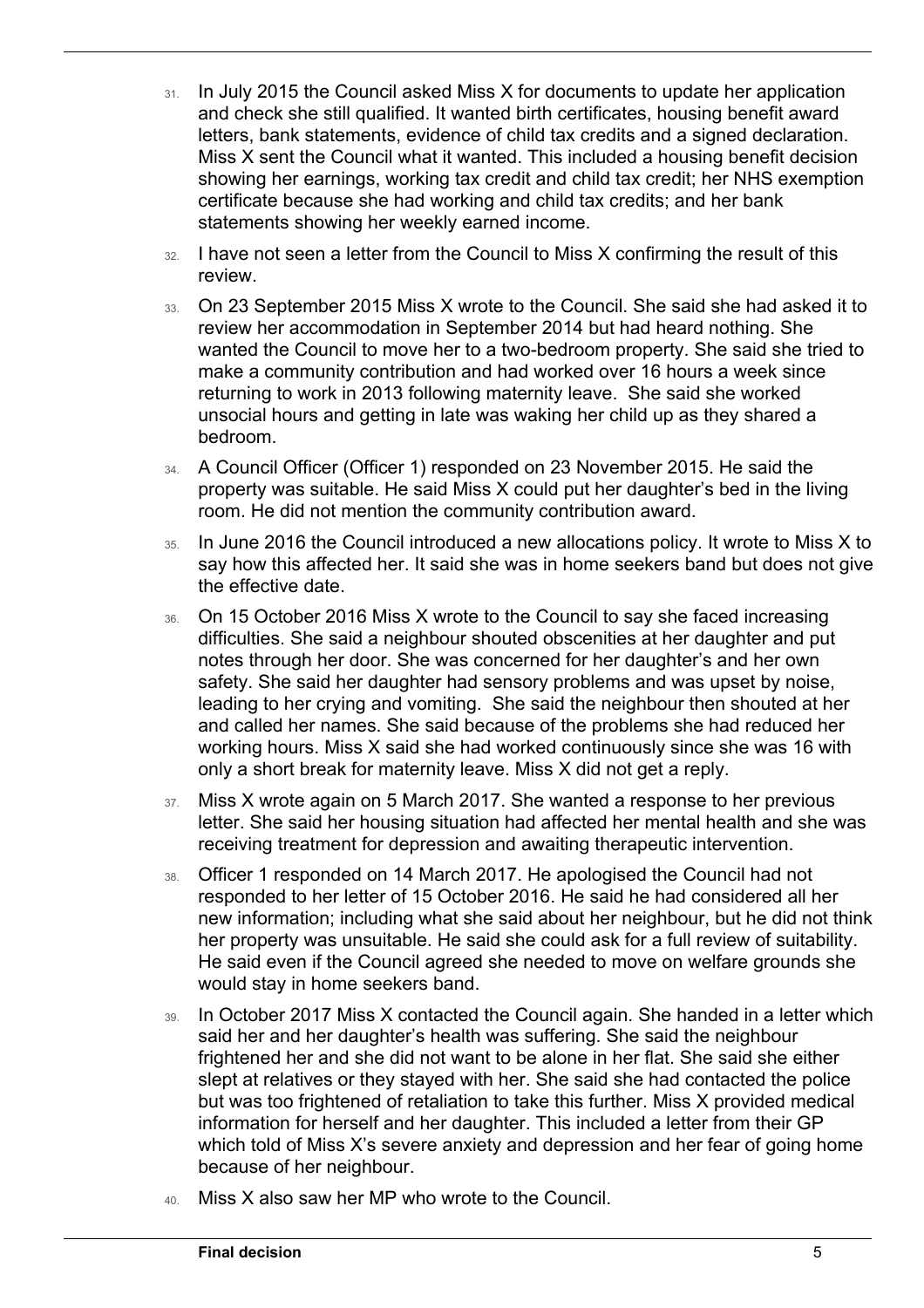31. In July 2015 the Council asked Miss X for documents to update her application and check she still qualified. It wanted birth certificates, housing benefit award letters, bank statements, evidence of child tax credits and a signed declaration. Miss X sent the Council what it wanted. This included a housing benefit decision showing her earnings, working tax credit and child tax credit; her NHS exemption certificate because she had working and child tax credits; and her bank statements showing her weekly earned income.

32. I have not seen a letter from the Council to Miss X confirming the result of this review.

33. On 23 September 2015 Miss X wrote to the Council. She said she had asked it to review her accommodation in September 2014 but had heard nothing. She wanted the Council to move her to a two-bedroom property. She said she tried to make a community contribution and had worked over 16 hours a week since returning to work in 2013 following maternity leave. She said she worked unsocial hours and getting in late was waking her child up as they shared a bedroom.

34. A Council Officer (Officer 1) responded on 23 November 2015. He said the property was suitable. He said Miss X could put her daughter's bed in the living room. He did not mention the community contribution award.

35. In June 2016 the Council introduced a new allocations policy. It wrote to Miss X to say how this affected her. It said she was in home seekers band but does not give the effective date.

36. On 15 October 2016 Miss X wrote to the Council to say she faced increasing difficulties. She said a neighbour shouted obscenities at her daughter and put notes through her door. She was concerned for her daughter's and her own safety. She said her daughter had sensory problems and was upset by noise, leading to her crying and vomiting. She said the neighbour then shouted at her and called her names. She said because of the problems she had reduced her working hours. Miss X said she had worked continuously since she was 16 with only a short break for maternity leave. Miss X did not get a reply.

37. Miss X wrote again on 5 March 2017. She wanted a response to her previous letter. She said her housing situation had affected her mental health and she was receiving treatment for depression and awaiting therapeutic intervention.

38. Officer 1 responded on 14 March 2017. He apologised the Council had not responded to her letter of 15 October 2016. He said he had considered all her new information; including what she said about her neighbour, but he did not think her property was unsuitable. He said she could ask for a full review of suitability. He said even if the Council agreed she needed to move on welfare grounds she would stay in home seekers band.

39. In October 2017 Miss X contacted the Council again. She handed in a letter which said her and her daughter's health was suffering. She said the neighbour frightened her and she did not want to be alone in her flat. She said she either slept at relatives or they stayed with her. She said she had contacted the police but was too frightened of retaliation to take this further. Miss X provided medical information for herself and her daughter. This included a letter from their GP which told of Miss X's severe anxiety and depression and her fear of going home because of her neighbour.

40. Miss X also saw her MP who wrote to the Council.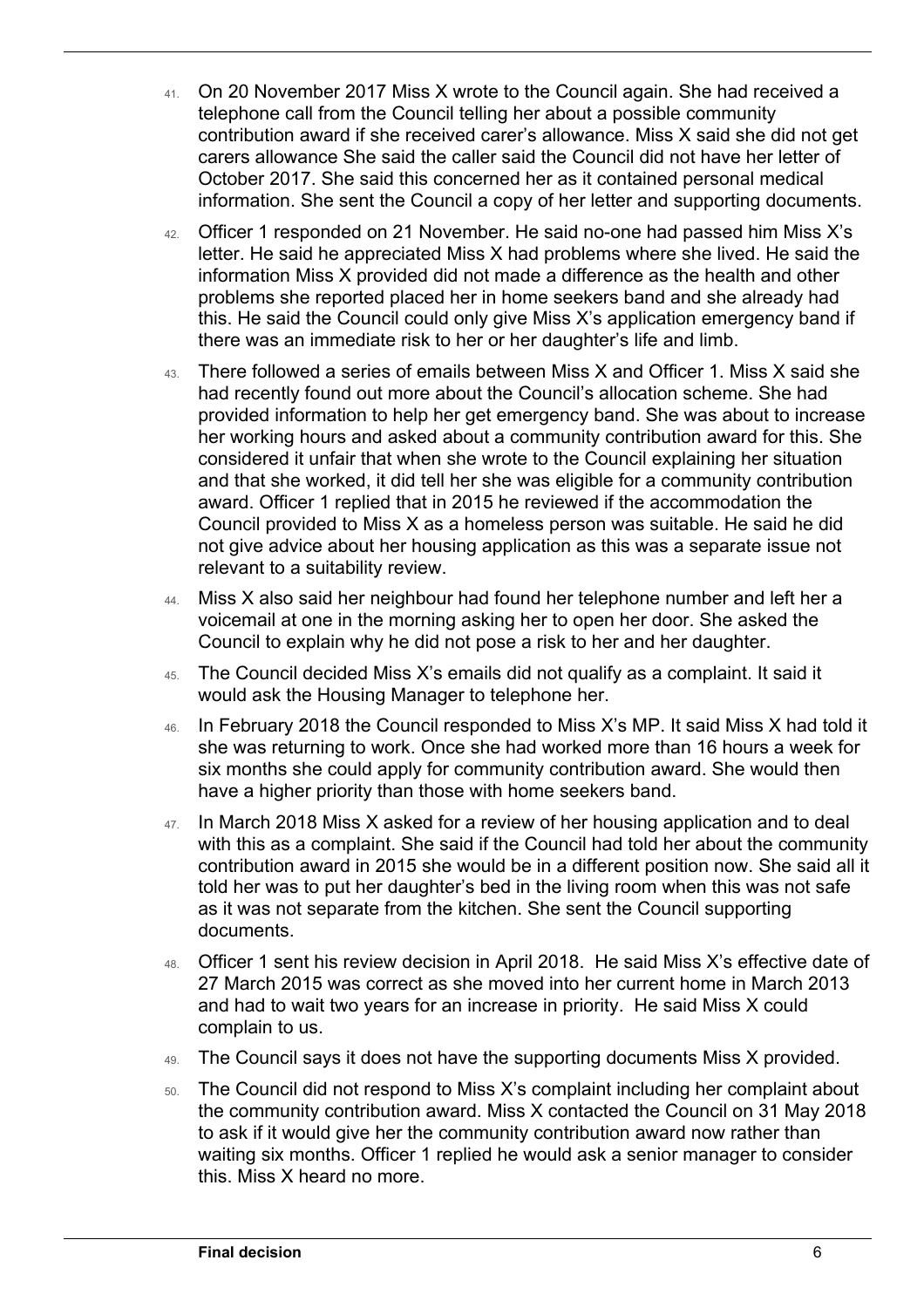41. On 20 November 2017 Miss X wrote to the Council again. She had received a telephone call from the Council telling her about a possible community contribution award if she received carer's allowance. Miss X said she did not get carers allowance She said the caller said the Council did not have her letter of October 2017. She said this concerned her as it contained personal medical information. She sent the Council a copy of her letter and supporting documents.

42. Officer 1 responded on 21 November. He said no-one had passed him Miss X's letter. He said he appreciated Miss X had problems where she lived. He said the information Miss X provided did not made a difference as the health and other problems she reported placed her in home seekers band and she already had this. He said the Council could only give Miss X's application emergency band if there was an immediate risk to her or her daughter's life and limb.

43. There followed a series of emails between Miss X and Officer 1. Miss X said she had recently found out more about the Council's allocation scheme. She had provided information to help her get emergency band. She was about to increase her working hours and asked about a community contribution award for this. She considered it unfair that when she wrote to the Council explaining her situation and that she worked, it did tell her she was eligible for a community contribution award. Officer 1 replied that in 2015 he reviewed if the accommodation the Council provided to Miss X as a homeless person was suitable. He said he did not give advice about her housing application as this was a separate issue not relevant to a suitability review.

44. Miss X also said her neighbour had found her telephone number and left her a voicemail at one in the morning asking her to open her door. She asked the Council to explain why he did not pose a risk to her and her daughter.

45. The Council decided Miss X's emails did not qualify as a complaint. It said it would ask the Housing Manager to telephone her.

46. In February 2018 the Council responded to Miss X's MP. It said Miss X had told it she was returning to work. Once she had worked more than 16 hours a week for six months she could apply for community contribution award. She would then have a higher priority than those with home seekers band.

47. In March 2018 Miss X asked for a review of her housing application and to deal with this as a complaint. She said if the Council had told her about the community contribution award in 2015 she would be in a different position now. She said all it told her was to put her daughter's bed in the living room when this was not safe as it was not separate from the kitchen. She sent the Council supporting documents.

48. Officer 1 sent his review decision in April 2018. He said Miss X's effective date of 27 March 2015 was correct as she moved into her current home in March 2013 and had to wait two years for an increase in priority. He said Miss X could complain to us.

49. The Council says it does not have the supporting documents Miss X provided.

50. The Council did not respond to Miss X's complaint including her complaint about the community contribution award. Miss X contacted the Council on 31 May 2018 to ask if it would give her the community contribution award now rather than waiting six months. Officer 1 replied he would ask a senior manager to consider this. Miss X heard no more.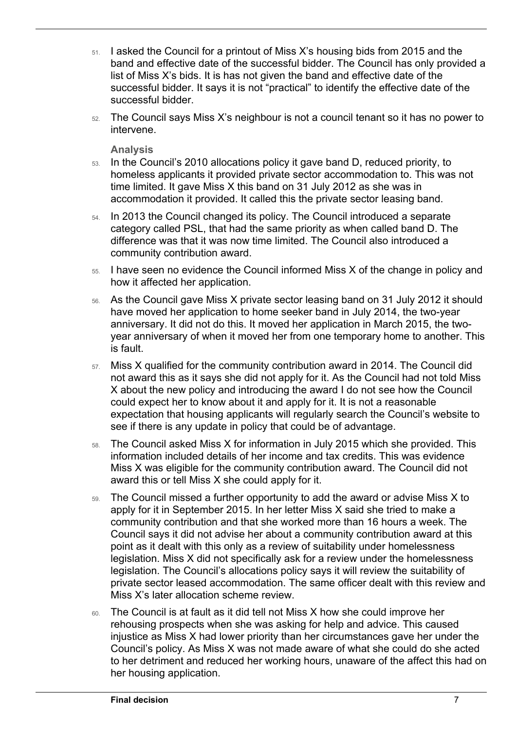51. I asked the Council for a printout of Miss X's housing bids from 2015 and the band and effective date of the successful bidder. The Council has only provided a list of Miss X's bids. It is has not given the band and effective date of the successful bidder. It says it is not "practical" to identify the effective date of the successful bidder.

52. The Council says Miss X's neighbour is not a council tenant so it has no power to intervene.

### Analysis

53. In the Council's 2010 allocations policy it gave band D, reduced priority, to homeless applicants it provided private sector accommodation to. This was not time limited. It gave Miss X this band on 31 July 2012 as she was in accommodation it provided. It called this the private sector leasing band.

54. In 2013 the Council changed its policy. The Council introduced a separate category called PSL, that had the same priority as when called band D. The difference was that it was now time limited. The Council also introduced a community contribution award.

55. I have seen no evidence the Council informed Miss X of the change in policy and how it affected her application.

56. As the Council gave Miss X private sector leasing band on 31 July 2012 it should have moved her application to home seeker band in July 2014, the two-year anniversary. It did not do this. It moved her application in March 2015, the two-year anniversary of when it moved her from one temporary home to another. This is fault.

57. Miss X qualified for the community contribution award in 2014. The Council did not award this as it says she did not apply for it. As the Council had not told Miss X about the new policy and introducing the award I do not see how the Council could expect her to know about it and apply for it. It is not a reasonable expectation that housing applicants will regularly search the Council's website to see if there is any update in policy that could be of advantage.

58. The Council asked Miss X for information in July 2015 which she provided. This information included details of her income and tax credits. This was evidence Miss X was eligible for the community contribution award. The Council did not award this or tell Miss X she could apply for it.

59. The Council missed a further opportunity to add the award or advise Miss X to apply for it in September 2015. In her letter Miss X said she tried to make a community contribution and that she worked more than 16 hours a week. The Council says it did not advise her about a community contribution award at this point as it dealt with this only as a review of suitability under homelessness legislation. Miss X did not specifically ask for a review under the homelessness legislation. The Council's allocations policy says it will review the suitability of private sector leased accommodation. The same officer dealt with this review and Miss X's later allocation scheme review.

60. The Council is at fault as it did tell not Miss X how she could improve her rehousing prospects when she was asking for help and advice. This caused injustice as Miss X had lower priority than her circumstances gave her under the Council's policy. As Miss X was not made aware of what she could do she acted to her detriment and reduced her working hours, unaware of the affect this had on her housing application.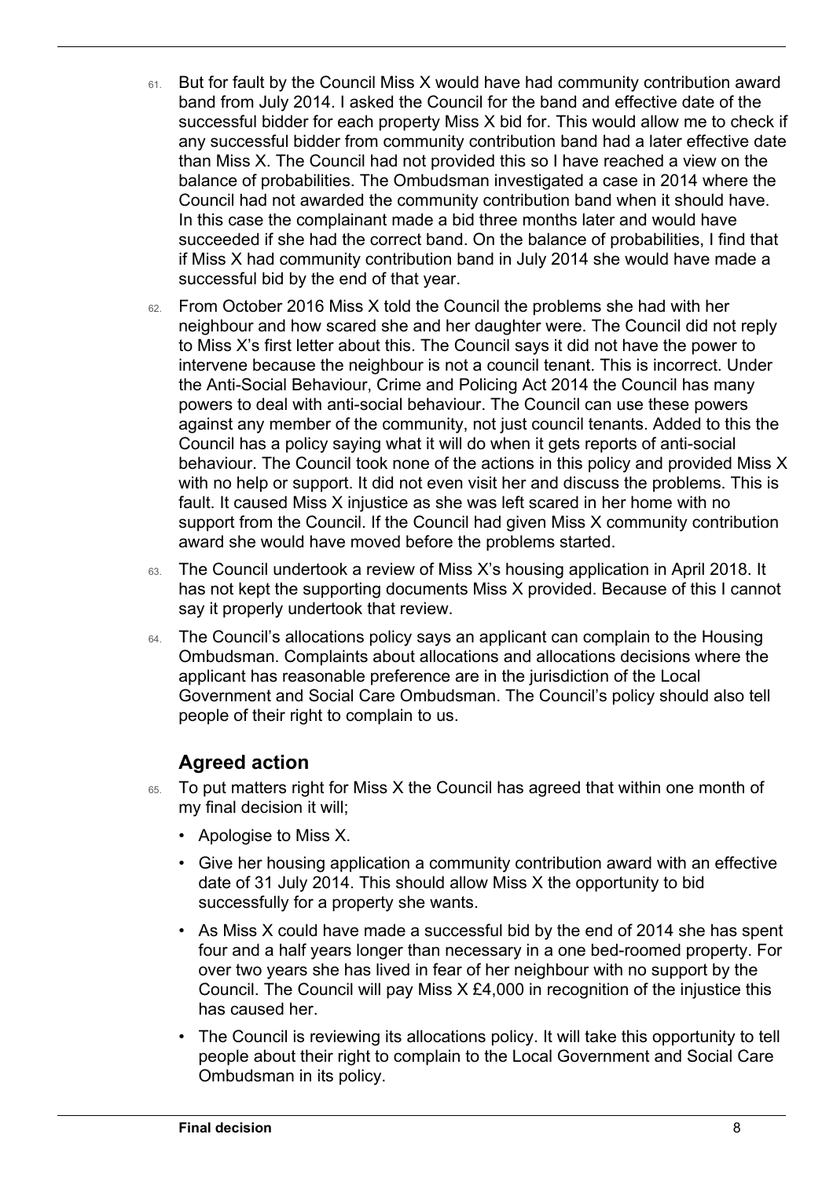61. But for fault by the Council Miss X would have had community contribution award band from July 2014. I asked the Council for the band and effective date of the successful bidder for each property Miss X bid for. This would allow me to check if any successful bidder from community contribution band had a later effective date than Miss X. The Council had not provided this so I have reached a view on the balance of probabilities. The Ombudsman investigated a case in 2014 where the Council had not awarded the community contribution band when it should have. In this case the complainant made a bid three months later and would have succeeded if she had the correct band. On the balance of probabilities, I find that if Miss X had community contribution band in July 2014 she would have made a successful bid by the end of that year.

62. From October 2016 Miss X told the Council the problems she had with her neighbour and how scared she and her daughter were. The Council did not reply to Miss X's first letter about this. The Council says it did not have the power to intervene because the neighbour is not a council tenant. This is incorrect. Under the Anti-Social Behaviour, Crime and Policing Act 2014 the Council has many powers to deal with anti-social behaviour. The Council can use these powers against any member of the community, not just council tenants. Added to this the Council has a policy saying what it will do when it gets reports of anti-social behaviour. The Council took none of the actions in this policy and provided Miss X with no help or support. It did not even visit her and discuss the problems. This is fault. It caused Miss X injustice as she was left scared in her home with no support from the Council. If the Council had given Miss X community contribution award she would have moved before the problems started.

63. The Council undertook a review of Miss X's housing application in April 2018. It has not kept the supporting documents Miss X provided. Because of this I cannot say it properly undertook that review.

64. The Council's allocations policy says an applicant can complain to the Housing Ombudsman. Complaints about allocations and allocations decisions where the applicant has reasonable preference are in the jurisdiction of the Local Government and Social Care Ombudsman. The Council's policy should also tell people of their right to complain to us.

## Agreed action

65. To put matters right for Miss X the Council has agreed that within one month of my final decision it will;

- Apologise to Miss X.
- Give her housing application a community contribution award with an effective date of 31 July 2014. This should allow Miss X the opportunity to bid successfully for a property she wants.
- As Miss X could have made a successful bid by the end of 2014 she has spent four and a half years longer than necessary in a one bed-roomed property. For over two years she has lived in fear of her neighbour with no support by the Council. The Council will pay Miss X £4,000 in recognition of the injustice this has caused her.
- The Council is reviewing its allocations policy. It will take this opportunity to tell people about their right to complain to the Local Government and Social Care Ombudsman in its policy.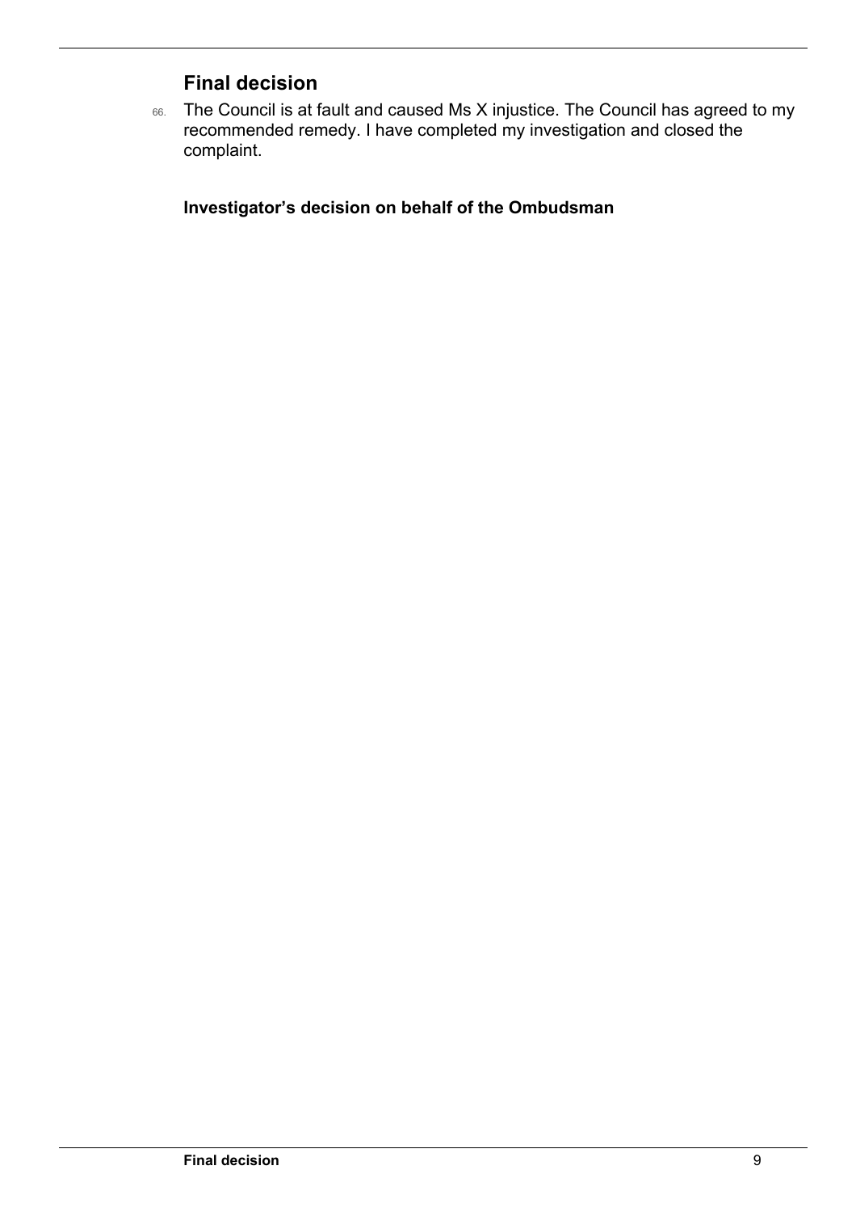## Final decision

66. The Council is at fault and caused Ms X injustice. The Council has agreed to my recommended remedy. I have completed my investigation and closed the complaint.

**Investigator's decision on behalf of the Ombudsman**